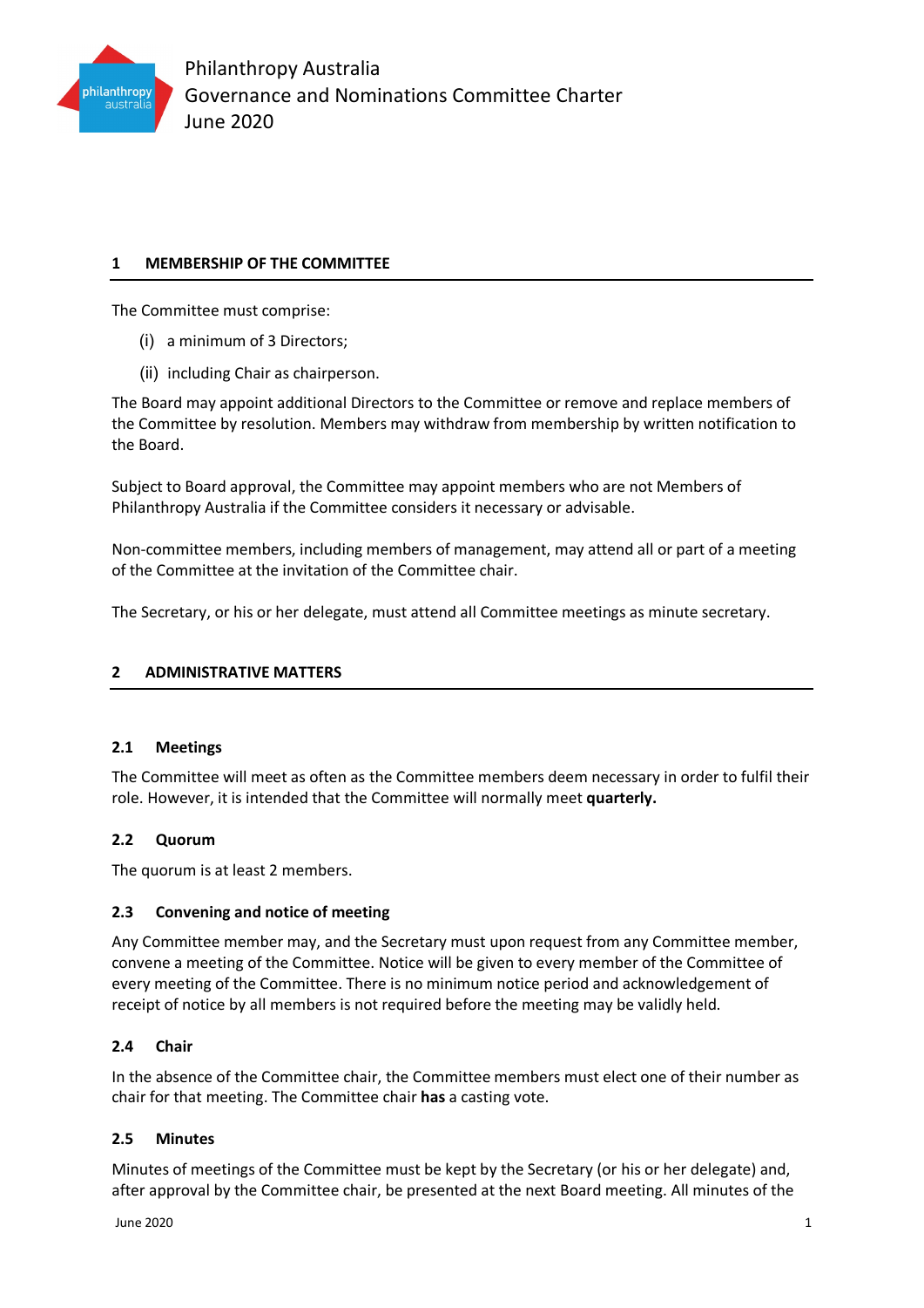# Philanthropy Australia
# Governance and Nominations Committee Charter
# June 2020

## 1 MEMBERSHIP OF THE COMMITTEE

The Committee must comprise:

(i) a minimum of 3 Directors;

(ii) including Chair as chairperson.

The Board may appoint additional Directors to the Committee or remove and replace members of the Committee by resolution. Members may withdraw from membership by written notification to the Board.

Subject to Board approval, the Committee may appoint members who are not Members of Philanthropy Australia if the Committee considers it necessary or advisable.

Non-committee members, including members of management, may attend all or part of a meeting of the Committee at the invitation of the Committee chair.

The Secretary, or his or her delegate, must attend all Committee meetings as minute secretary.

## 2 ADMINISTRATIVE MATTERS

### 2.1 Meetings

The Committee will meet as often as the Committee members deem necessary in order to fulfil their role. However, it is intended that the Committee will normally meet **quarterly.**

### 2.2 Quorum

The quorum is at least 2 members.

### 2.3 Convening and notice of meeting

Any Committee member may, and the Secretary must upon request from any Committee member, convene a meeting of the Committee. Notice will be given to every member of the Committee of every meeting of the Committee. There is no minimum notice period and acknowledgement of receipt of notice by all members is not required before the meeting may be validly held.

### 2.4 Chair

In the absence of the Committee chair, the Committee members must elect one of their number as chair for that meeting. The Committee chair **has** a casting vote.

### 2.5 Minutes

Minutes of meetings of the Committee must be kept by the Secretary (or his or her delegate) and, after approval by the Committee chair, be presented at the next Board meeting. All minutes of the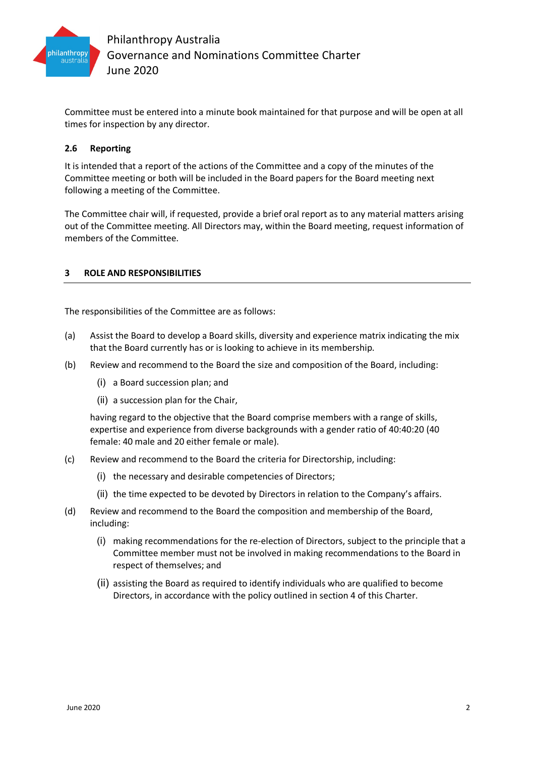Committee must be entered into a minute book maintained for that purpose and will be open at all times for inspection by any director.

### 2.6 Reporting

It is intended that a report of the actions of the Committee and a copy of the minutes of the Committee meeting or both will be included in the Board papers for the Board meeting next following a meeting of the Committee.

The Committee chair will, if requested, provide a brief oral report as to any material matters arising out of the Committee meeting. All Directors may, within the Board meeting, request information of members of the Committee.

## 3 ROLE AND RESPONSIBILITIES

The responsibilities of the Committee are as follows:

(a) Assist the Board to develop a Board skills, diversity and experience matrix indicating the mix that the Board currently has or is looking to achieve in its membership.

(b) Review and recommend to the Board the size and composition of the Board, including:

  (i) a Board succession plan; and

  (ii) a succession plan for the Chair,

  having regard to the objective that the Board comprise members with a range of skills, expertise and experience from diverse backgrounds with a gender ratio of 40:40:20 (40 female: 40 male and 20 either female or male).

(c) Review and recommend to the Board the criteria for Directorship, including:

  (i) the necessary and desirable competencies of Directors;

  (ii) the time expected to be devoted by Directors in relation to the Company's affairs.

(d) Review and recommend to the Board the composition and membership of the Board, including:

  (i) making recommendations for the re-election of Directors, subject to the principle that a Committee member must not be involved in making recommendations to the Board in respect of themselves; and

  (ii) assisting the Board as required to identify individuals who are qualified to become Directors, in accordance with the policy outlined in section 4 of this Charter.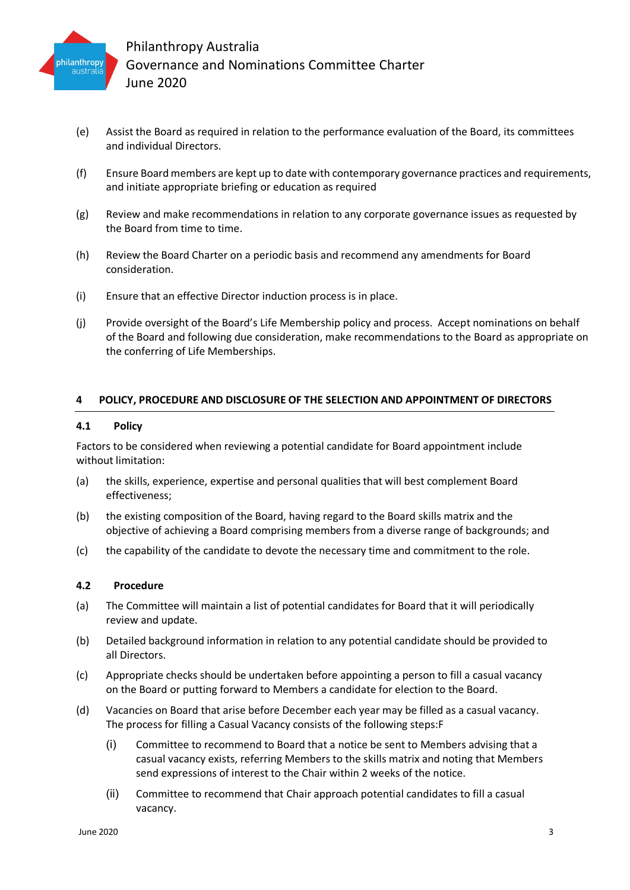(e) Assist the Board as required in relation to the performance evaluation of the Board, its committees and individual Directors.

(f) Ensure Board members are kept up to date with contemporary governance practices and requirements, and initiate appropriate briefing or education as required

(g) Review and make recommendations in relation to any corporate governance issues as requested by the Board from time to time.

(h) Review the Board Charter on a periodic basis and recommend any amendments for Board consideration.

(i) Ensure that an effective Director induction process is in place.

(j) Provide oversight of the Board's Life Membership policy and process. Accept nominations on behalf of the Board and following due consideration, make recommendations to the Board as appropriate on the conferring of Life Memberships.

## 4 POLICY, PROCEDURE AND DISCLOSURE OF THE SELECTION AND APPOINTMENT OF DIRECTORS

### 4.1 Policy

Factors to be considered when reviewing a potential candidate for Board appointment include without limitation:

(a) the skills, experience, expertise and personal qualities that will best complement Board effectiveness;

(b) the existing composition of the Board, having regard to the Board skills matrix and the objective of achieving a Board comprising members from a diverse range of backgrounds; and

(c) the capability of the candidate to devote the necessary time and commitment to the role.

### 4.2 Procedure

(a) The Committee will maintain a list of potential candidates for Board that it will periodically review and update.

(b) Detailed background information in relation to any potential candidate should be provided to all Directors.

(c) Appropriate checks should be undertaken before appointing a person to fill a casual vacancy on the Board or putting forward to Members a candidate for election to the Board.

(d) Vacancies on Board that arise before December each year may be filled as a casual vacancy. The process for filling a Casual Vacancy consists of the following steps:F

   (i) Committee to recommend to Board that a notice be sent to Members advising that a casual vacancy exists, referring Members to the skills matrix and noting that Members send expressions of interest to the Chair within 2 weeks of the notice.

   (ii) Committee to recommend that Chair approach potential candidates to fill a casual vacancy.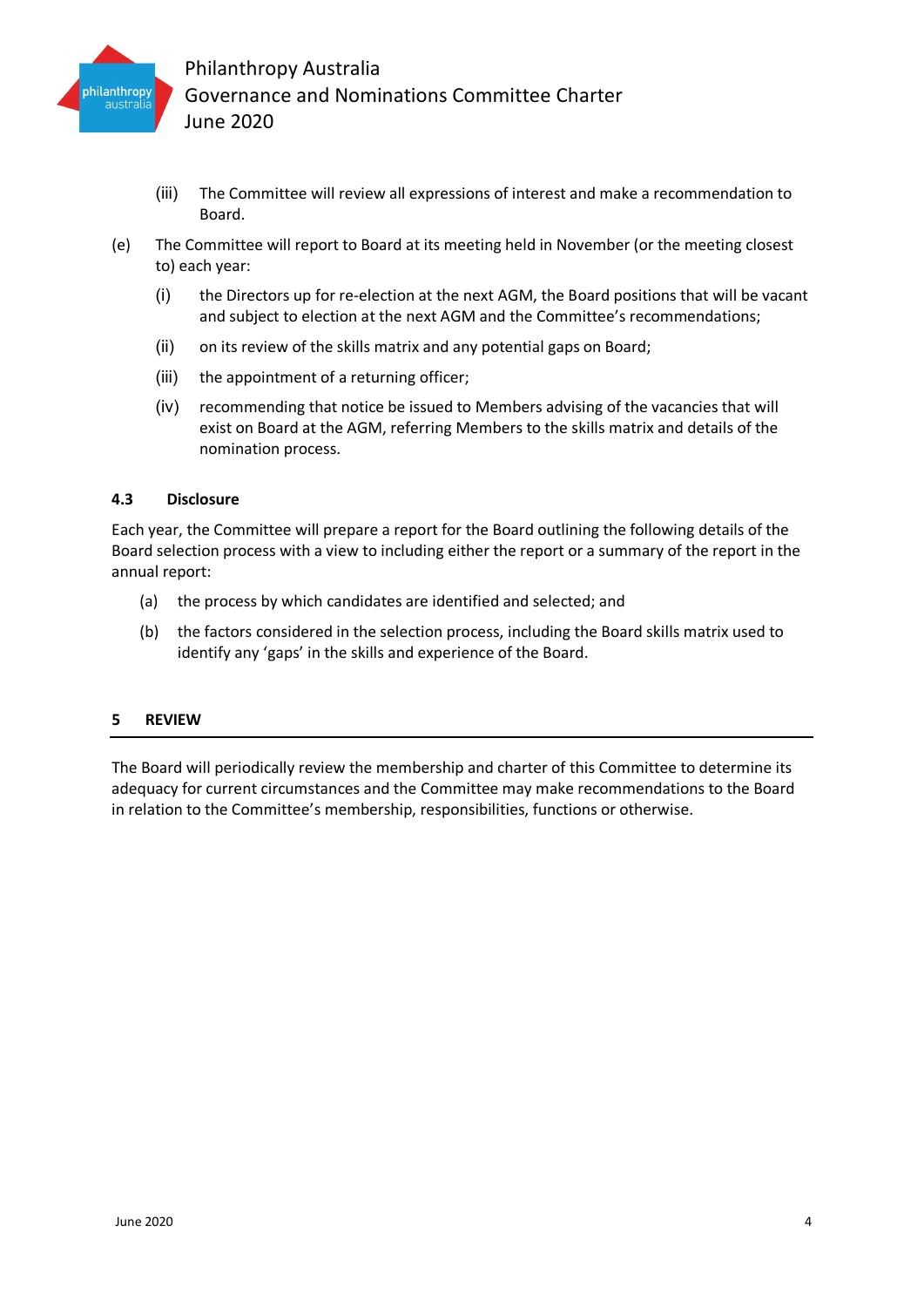(iii) The Committee will review all expressions of interest and make a recommendation to Board.

(e) The Committee will report to Board at its meeting held in November (or the meeting closest to) each year:

   (i) the Directors up for re-election at the next AGM, the Board positions that will be vacant and subject to election at the next AGM and the Committee's recommendations;

   (ii) on its review of the skills matrix and any potential gaps on Board;

   (iii) the appointment of a returning officer;

   (iv) recommending that notice be issued to Members advising of the vacancies that will exist on Board at the AGM, referring Members to the skills matrix and details of the nomination process.

### 4.3 Disclosure

Each year, the Committee will prepare a report for the Board outlining the following details of the Board selection process with a view to including either the report or a summary of the report in the annual report:

(a) the process by which candidates are identified and selected; and

(b) the factors considered in the selection process, including the Board skills matrix used to identify any 'gaps' in the skills and experience of the Board.

## 5 REVIEW

The Board will periodically review the membership and charter of this Committee to determine its adequacy for current circumstances and the Committee may make recommendations to the Board in relation to the Committee's membership, responsibilities, functions or otherwise.